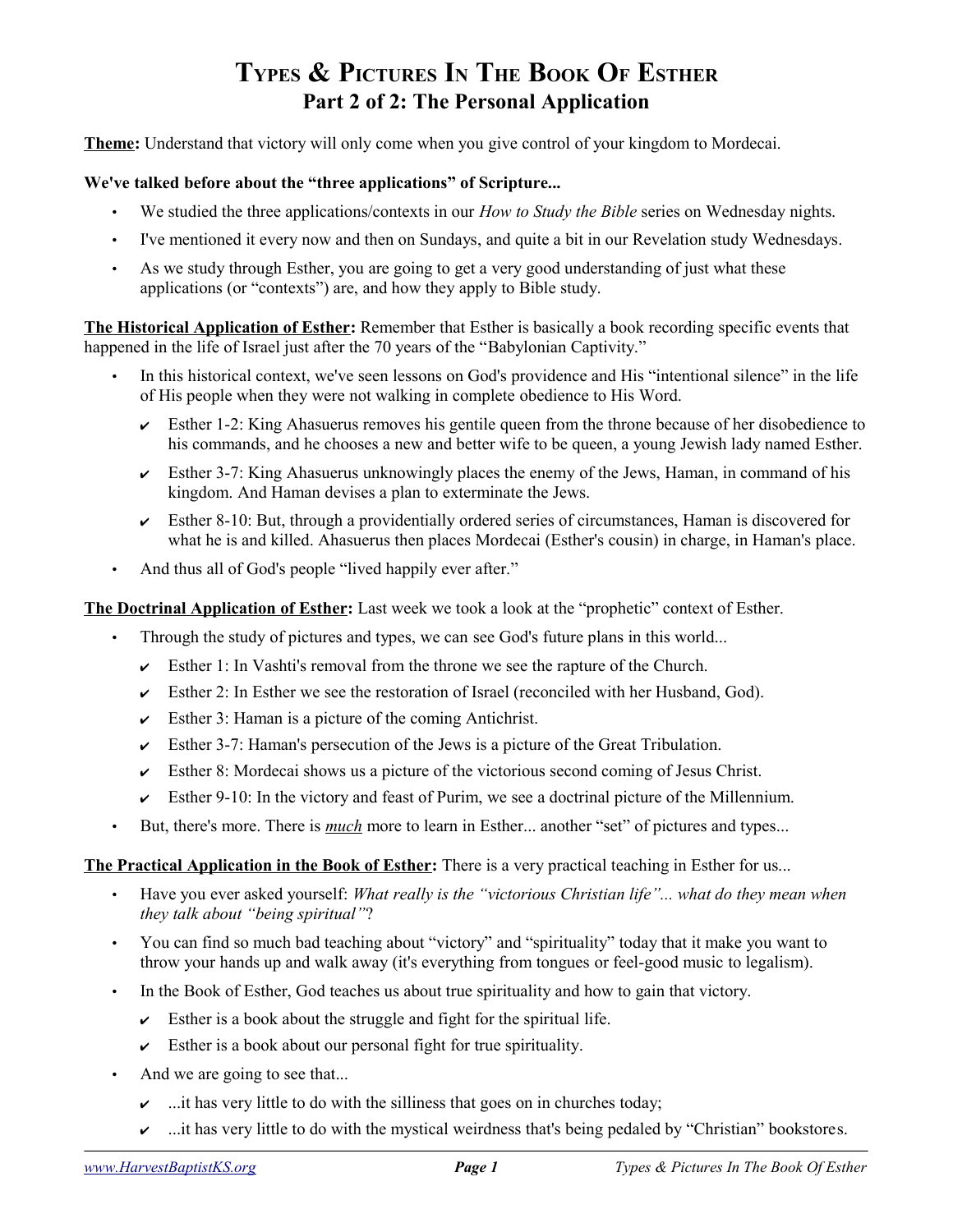# Types & Pictures In The Book Of Esther
## Part 2 of 2: The Personal Application

**Theme:** Understand that victory will only come when you give control of your kingdom to Mordecai.

**We've talked before about the "three applications" of Scripture...**

- We studied the three applications/contexts in our *How to Study the Bible* series on Wednesday nights.
- I've mentioned it every now and then on Sundays, and quite a bit in our Revelation study Wednesdays.
- As we study through Esther, you are going to get a very good understanding of just what these applications (or "contexts") are, and how they apply to Bible study.

**The Historical Application of Esther:** Remember that Esther is basically a book recording specific events that happened in the life of Israel just after the 70 years of the "Babylonian Captivity."

- In this historical context, we've seen lessons on God's providence and His "intentional silence" in the life of His people when they were not walking in complete obedience to His Word.
  - ✔ Esther 1-2: King Ahasuerus removes his gentile queen from the throne because of her disobedience to his commands, and he chooses a new and better wife to be queen, a young Jewish lady named Esther.
  - ✔ Esther 3-7: King Ahasuerus unknowingly places the enemy of the Jews, Haman, in command of his kingdom. And Haman devises a plan to exterminate the Jews.
  - ✔ Esther 8-10: But, through a providentially ordered series of circumstances, Haman is discovered for what he is and killed. Ahasuerus then places Mordecai (Esther's cousin) in charge, in Haman's place.
- And thus all of God's people "lived happily ever after."

**The Doctrinal Application of Esther:** Last week we took a look at the "prophetic" context of Esther.

- Through the study of pictures and types, we can see God's future plans in this world...
  - ✔ Esther 1: In Vashti's removal from the throne we see the rapture of the Church.
  - ✔ Esther 2: In Esther we see the restoration of Israel (reconciled with her Husband, God).
  - ✔ Esther 3: Haman is a picture of the coming Antichrist.
  - ✔ Esther 3-7: Haman's persecution of the Jews is a picture of the Great Tribulation.
  - ✔ Esther 8: Mordecai shows us a picture of the victorious second coming of Jesus Christ.
  - ✔ Esther 9-10: In the victory and feast of Purim, we see a doctrinal picture of the Millennium.
- But, there's more. There is ***much*** more to learn in Esther... another "set" of pictures and types...

**The Practical Application in the Book of Esther:** There is a very practical teaching in Esther for us...

- Have you ever asked yourself: *What really is the "victorious Christian life"... what do they mean when they talk about "being spiritual"*?
- You can find so much bad teaching about "victory" and "spirituality" today that it make you want to throw your hands up and walk away (it's everything from tongues or feel-good music to legalism).
- In the Book of Esther, God teaches us about true spirituality and how to gain that victory.
  - ✔ Esther is a book about the struggle and fight for the spiritual life.
  - ✔ Esther is a book about our personal fight for true spirituality.
- And we are going to see that...
  - ✔ ...it has very little to do with the silliness that goes on in churches today;
  - ✔ ...it has very little to do with the mystical weirdness that's being pedaled by "Christian" bookstores.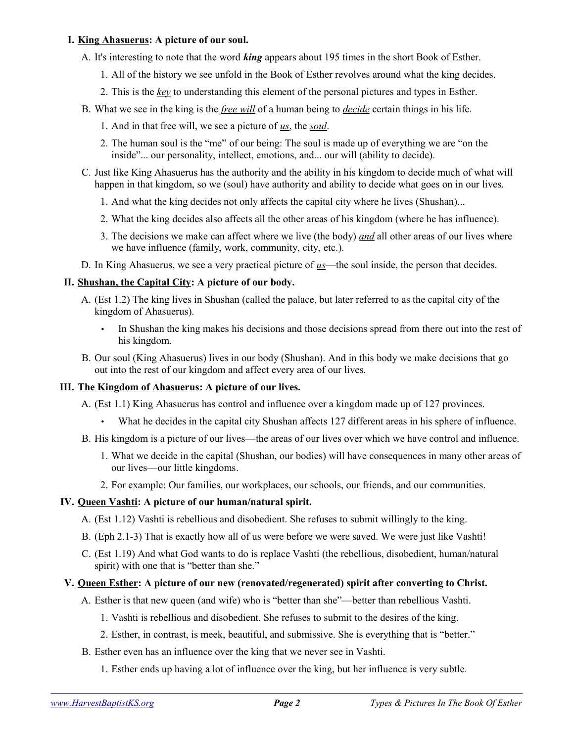**I. <u>King Ahasuerus</u>: A picture of our soul.**

A. It's interesting to note that the word ***king*** appears about 195 times in the short Book of Esther.

1. All of the history we see unfold in the Book of Esther revolves around what the king decides.
2. This is the *<u>key</u>* to understanding this element of the personal pictures and types in Esther.

B. What we see in the king is the *<u>free will</u>* of a human being to *<u>decide</u>* certain things in his life.

1. And in that free will, we see a picture of *<u>us</u>*, the *<u>soul</u>*.
2. The human soul is the "me" of our being: The soul is made up of everything we are "on the inside"... our personality, intellect, emotions, and... our will (ability to decide).

C. Just like King Ahasuerus has the authority and the ability in his kingdom to decide much of what will happen in that kingdom, so we (soul) have authority and ability to decide what goes on in our lives.

1. And what the king decides not only affects the capital city where he lives (Shushan)...
2. What the king decides also affects all the other areas of his kingdom (where he has influence).
3. The decisions we make can affect where we live (the body) *<u>and</u>* all other areas of our lives where we have influence (family, work, community, city, etc.).

D. In King Ahasuerus, we see a very practical picture of *<u>us</u>*—the soul inside, the person that decides.

**II. <u>Shushan, the Capital City</u>: A picture of our body.**

A. (Est 1.2) The king lives in Shushan (called the palace, but later referred to as the capital city of the kingdom of Ahasuerus).

- In Shushan the king makes his decisions and those decisions spread from there out into the rest of his kingdom.

B. Our soul (King Ahasuerus) lives in our body (Shushan). And in this body we make decisions that go out into the rest of our kingdom and affect every area of our lives.

**III. <u>The Kingdom of Ahasuerus</u>: A picture of our lives.**

A. (Est 1.1) King Ahasuerus has control and influence over a kingdom made up of 127 provinces.

- What he decides in the capital city Shushan affects 127 different areas in his sphere of influence.

B. His kingdom is a picture of our lives—the areas of our lives over which we have control and influence.

1. What we decide in the capital (Shushan, our bodies) will have consequences in many other areas of our lives—our little kingdoms.
2. For example: Our families, our workplaces, our schools, our friends, and our communities.

**IV. <u>Queen Vashti</u>: A picture of our human/natural spirit.**

A. (Est 1.12) Vashti is rebellious and disobedient. She refuses to submit willingly to the king.

B. (Eph 2.1-3) That is exactly how all of us were before we were saved. We were just like Vashti!

C. (Est 1.19) And what God wants to do is replace Vashti (the rebellious, disobedient, human/natural spirit) with one that is "better than she."

**V. <u>Queen Esther</u>: A picture of our new (renovated/regenerated) spirit after converting to Christ.**

A. Esther is that new queen (and wife) who is "better than she"—better than rebellious Vashti.

1. Vashti is rebellious and disobedient. She refuses to submit to the desires of the king.
2. Esther, in contrast, is meek, beautiful, and submissive. She is everything that is "better."

B. Esther even has an influence over the king that we never see in Vashti.

1. Esther ends up having a lot of influence over the king, but her influence is very subtle.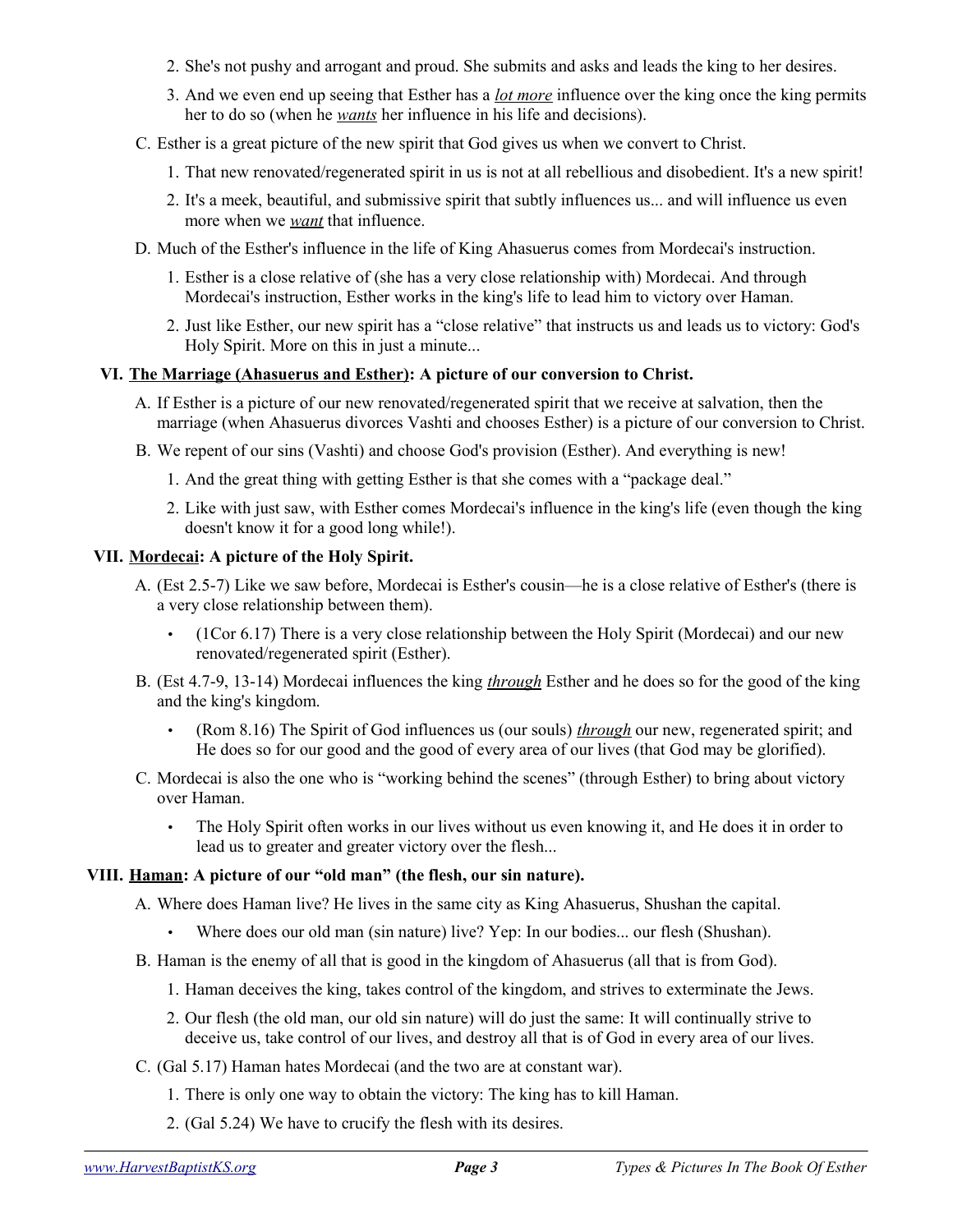2. She's not pushy and arrogant and proud. She submits and asks and leads the king to her desires.
3. And we even end up seeing that Esther has a ***lot more*** influence over the king once the king permits her to do so (when he ***wants*** her influence in his life and decisions).

C. Esther is a great picture of the new spirit that God gives us when we convert to Christ.

1. That new renovated/regenerated spirit in us is not at all rebellious and disobedient. It's a new spirit!
2. It's a meek, beautiful, and submissive spirit that subtly influences us... and will influence us even more when we ***want*** that influence.

D. Much of the Esther's influence in the life of King Ahasuerus comes from Mordecai's instruction.

1. Esther is a close relative of (she has a very close relationship with) Mordecai. And through Mordecai's instruction, Esther works in the king's life to lead him to victory over Haman.
2. Just like Esther, our new spirit has a "close relative" that instructs us and leads us to victory: God's Holy Spirit. More on this in just a minute...

## VI. The Marriage (Ahasuerus and Esther): A picture of our conversion to Christ.

A. If Esther is a picture of our new renovated/regenerated spirit that we receive at salvation, then the marriage (when Ahasuerus divorces Vashti and chooses Esther) is a picture of our conversion to Christ.

B. We repent of our sins (Vashti) and choose God's provision (Esther). And everything is new!

1. And the great thing with getting Esther is that she comes with a "package deal."
2. Like with just saw, with Esther comes Mordecai's influence in the king's life (even though the king doesn't know it for a good long while!).

## VII. Mordecai: A picture of the Holy Spirit.

A. (Est 2.5-7) Like we saw before, Mordecai is Esther's cousin—he is a close relative of Esther's (there is a very close relationship between them).

- (1Cor 6.17) There is a very close relationship between the Holy Spirit (Mordecai) and our new renovated/regenerated spirit (Esther).

B. (Est 4.7-9, 13-14) Mordecai influences the king ***through*** Esther and he does so for the good of the king and the king's kingdom.

- (Rom 8.16) The Spirit of God influences us (our souls) ***through*** our new, regenerated spirit; and He does so for our good and the good of every area of our lives (that God may be glorified).

C. Mordecai is also the one who is "working behind the scenes" (through Esther) to bring about victory over Haman.

- The Holy Spirit often works in our lives without us even knowing it, and He does it in order to lead us to greater and greater victory over the flesh...

## VIII. Haman: A picture of our "old man" (the flesh, our sin nature).

A. Where does Haman live? He lives in the same city as King Ahasuerus, Shushan the capital.

- Where does our old man (sin nature) live? Yep: In our bodies... our flesh (Shushan).

B. Haman is the enemy of all that is good in the kingdom of Ahasuerus (all that is from God).

1. Haman deceives the king, takes control of the kingdom, and strives to exterminate the Jews.
2. Our flesh (the old man, our old sin nature) will do just the same: It will continually strive to deceive us, take control of our lives, and destroy all that is of God in every area of our lives.

C. (Gal 5.17) Haman hates Mordecai (and the two are at constant war).

1. There is only one way to obtain the victory: The king has to kill Haman.
2. (Gal 5.24) We have to crucify the flesh with its desires.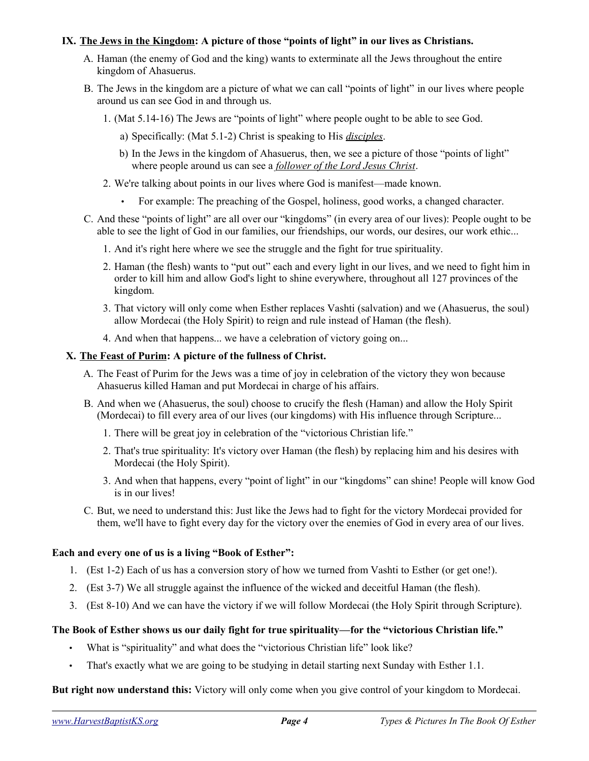## IX. <u>The Jews in the Kingdom</u>: A picture of those "points of light" in our lives as Christians.

A. Haman (the enemy of God and the king) wants to exterminate all the Jews throughout the entire kingdom of Ahasuerus.

B. The Jews in the kingdom are a picture of what we can call "points of light" in our lives where people around us can see God in and through us.

1. (Mat 5.14-16) The Jews are "points of light" where people ought to be able to see God.
   a) Specifically: (Mat 5.1-2) Christ is speaking to His ***<u>disciples</u>***.
   b) In the Jews in the kingdom of Ahasuerus, then, we see a picture of those "points of light" where people around us can see a ***<u>follower of the Lord Jesus Christ</u>***.
2. We're talking about points in our lives where God is manifest—made known.
   - For example: The preaching of the Gospel, holiness, good works, a changed character.

C. And these "points of light" are all over our "kingdoms" (in every area of our lives): People ought to be able to see the light of God in our families, our friendships, our words, our desires, our work ethic...

1. And it's right here where we see the struggle and the fight for true spirituality.
2. Haman (the flesh) wants to "put out" each and every light in our lives, and we need to fight him in order to kill him and allow God's light to shine everywhere, throughout all 127 provinces of the kingdom.
3. That victory will only come when Esther replaces Vashti (salvation) and we (Ahasuerus, the soul) allow Mordecai (the Holy Spirit) to reign and rule instead of Haman (the flesh).
4. And when that happens... we have a celebration of victory going on...

## X. <u>The Feast of Purim</u>: A picture of the fullness of Christ.

A. The Feast of Purim for the Jews was a time of joy in celebration of the victory they won because Ahasuerus killed Haman and put Mordecai in charge of his affairs.

B. And when we (Ahasuerus, the soul) choose to crucify the flesh (Haman) and allow the Holy Spirit (Mordecai) to fill every area of our lives (our kingdoms) with His influence through Scripture...

1. There will be great joy in celebration of the "victorious Christian life."
2. That's true spirituality: It's victory over Haman (the flesh) by replacing him and his desires with Mordecai (the Holy Spirit).
3. And when that happens, every "point of light" in our "kingdoms" can shine! People will know God is in our lives!

C. But, we need to understand this: Just like the Jews had to fight for the victory Mordecai provided for them, we'll have to fight every day for the victory over the enemies of God in every area of our lives.

**Each and every one of us is a living "Book of Esther":**

1. (Est 1-2) Each of us has a conversion story of how we turned from Vashti to Esther (or get one!).
2. (Est 3-7) We all struggle against the influence of the wicked and deceitful Haman (the flesh).
3. (Est 8-10) And we can have the victory if we will follow Mordecai (the Holy Spirit through Scripture).

**The Book of Esther shows us our daily fight for true spirituality—for the "victorious Christian life."**

- What is "spirituality" and what does the "victorious Christian life" look like?
- That's exactly what we are going to be studying in detail starting next Sunday with Esther 1.1.

**But right now understand this:** Victory will only come when you give control of your kingdom to Mordecai.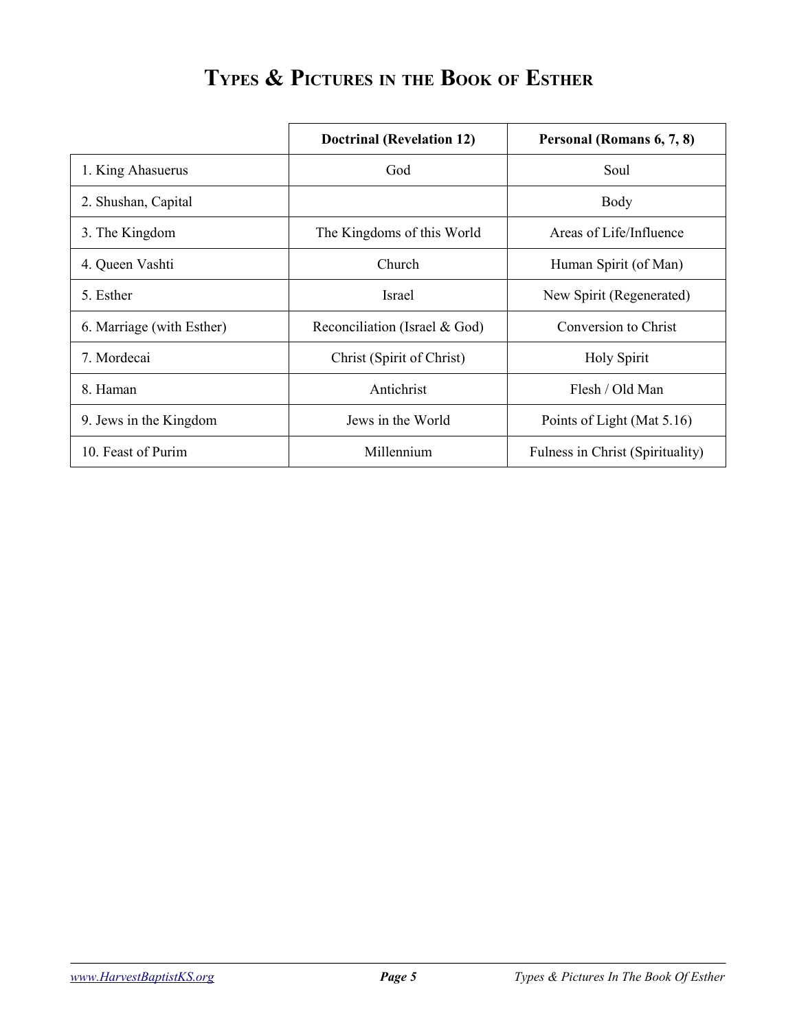# Types & Pictures in the Book of Esther

| | Doctrinal (Revelation 12) | Personal (Romans 6, 7, 8) |
|---|---|---|
| 1. King Ahasuerus | God | Soul |
| 2. Shushan, Capital | | Body |
| 3. The Kingdom | The Kingdoms of this World | Areas of Life/Influence |
| 4. Queen Vashti | Church | Human Spirit (of Man) |
| 5. Esther | Israel | New Spirit (Regenerated) |
| 6. Marriage (with Esther) | Reconciliation (Israel & God) | Conversion to Christ |
| 7. Mordecai | Christ (Spirit of Christ) | Holy Spirit |
| 8. Haman | Antichrist | Flesh / Old Man |
| 9. Jews in the Kingdom | Jews in the World | Points of Light (Mat 5.16) |
| 10. Feast of Purim | Millennium | Fulness in Christ (Spirituality) |